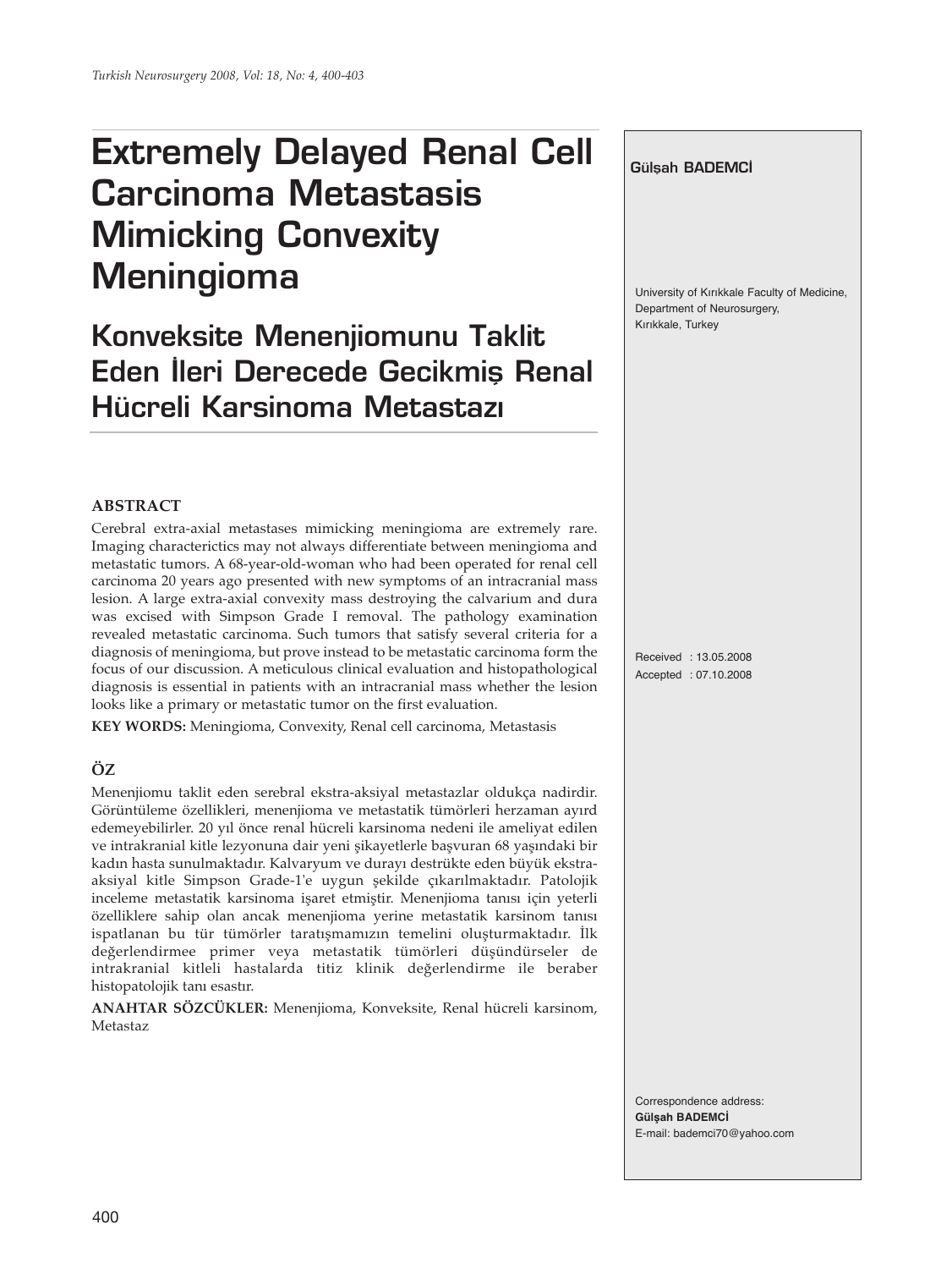# Extremely Delayed Renal Cell Carcinoma Metastasis Mimicking Convexity Meningioma

## Konveksite Menenjiomunu Taklit Eden İleri Derecede Gecikmiş Renal Hücreli Karsinoma Metastazı

**Gülşah BADEMCİ**

University of Kırıkkale Faculty of Medicine, Department of Neurosurgery, Kırıkkale, Turkey

### ABSTRACT

Cerebral extra-axial metastases mimicking meningioma are extremely rare. Imaging characterictics may not always differentiate between meningioma and metastatic tumors. A 68-year-old-woman who had been operated for renal cell carcinoma 20 years ago presented with new symptoms of an intracranial mass lesion. A large extra-axial convexity mass destroying the calvarium and dura was excised with Simpson Grade I removal. The pathology examination revealed metastatic carcinoma. Such tumors that satisfy several criteria for a diagnosis of meningioma, but prove instead to be metastatic carcinoma form the focus of our discussion. A meticulous clinical evaluation and histopathological diagnosis is essential in patients with an intracranial mass whether the lesion looks like a primary or metastatic tumor on the first evaluation.

**KEY WORDS:** Meningioma, Convexity, Renal cell carcinoma, Metastasis

### ÖZ

Menenjiomu taklit eden serebral ekstra-aksiyal metastazlar oldukça nadirdir. Görüntüleme özellikleri, menenjioma ve metastatik tümörleri herzaman ayırd edemeyebilirler. 20 yıl önce renal hücreli karsinoma nedeni ile ameliyat edilen ve intrakranial kitle lezyonuna dair yeni şikayetlerle başvuran 68 yaşındaki bir kadın hasta sunulmaktadır. Kalvaryum ve durayı destrükte eden büyük ekstra-aksiyal kitle Simpson Grade-1'e uygun şekilde çıkarılmaktadır. Patolojik inceleme metastatik karsinoma işaret etmiştir. Menenjioma tanısı için yeterli özelliklere sahip olan ancak menenjioma yerine metastatik karsinom tanısı ispatlanan bu tür tümörler taratışmamızın temelini oluşturmaktadır. İlk değerlendirmee primer veya metastatik tümörleri düşündürseler de intrakranial kitleli hastalarda titiz klinik değerlendirme ile beraber histopatolojik tanı esastır.

**ANAHTAR SÖZCÜKLER:** Menenjioma, Konveksite, Renal hücreli karsinom, Metastaz

Received : 13.05.2008
Accepted : 07.10.2008

Correspondence address:
**Gülşah BADEMCİ**
E-mail: bademci70@yahoo.com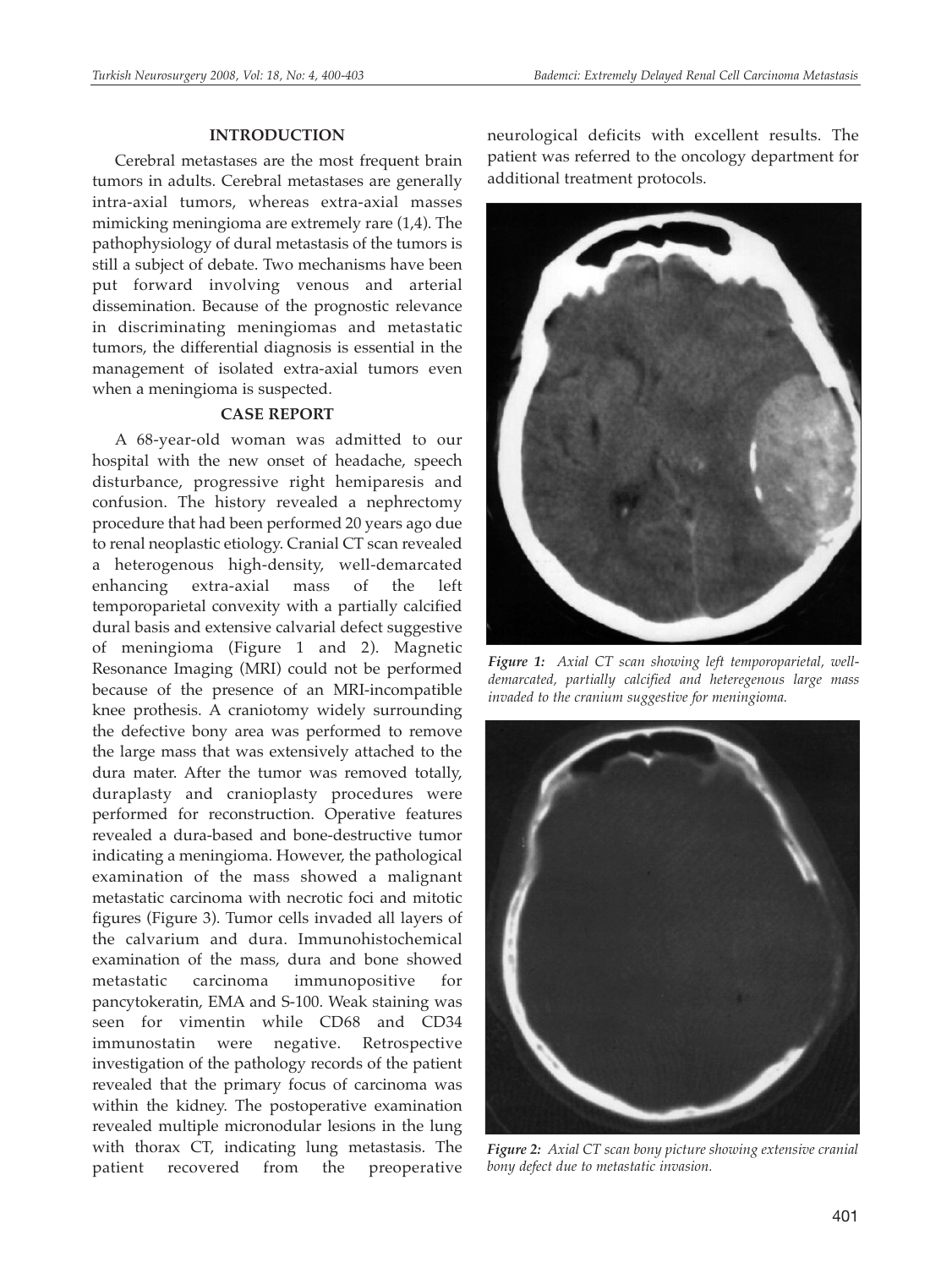## INTRODUCTION

Cerebral metastases are the most frequent brain tumors in adults. Cerebral metastases are generally intra-axial tumors, whereas extra-axial masses mimicking meningioma are extremely rare (1,4). The pathophysiology of dural metastasis of the tumors is still a subject of debate. Two mechanisms have been put forward involving venous and arterial dissemination. Because of the prognostic relevance in discriminating meningiomas and metastatic tumors, the differential diagnosis is essential in the management of isolated extra-axial tumors even when a meningioma is suspected.

## CASE REPORT

A 68-year-old woman was admitted to our hospital with the new onset of headache, speech disturbance, progressive right hemiparesis and confusion. The history revealed a nephrectomy procedure that had been performed 20 years ago due to renal neoplastic etiology. Cranial CT scan revealed a heterogenous high-density, well-demarcated enhancing extra-axial mass of the left temporoparietal convexity with a partially calcified dural basis and extensive calvarial defect suggestive of meningioma (Figure 1 and 2). Magnetic Resonance Imaging (MRI) could not be performed because of the presence of an MRI-incompatible knee prothesis. A craniotomy widely surrounding the defective bony area was performed to remove the large mass that was extensively attached to the dura mater. After the tumor was removed totally, duraplasty and cranioplasty procedures were performed for reconstruction. Operative features revealed a dura-based and bone-destructive tumor indicating a meningioma. However, the pathological examination of the mass showed a malignant metastatic carcinoma with necrotic foci and mitotic figures (Figure 3). Tumor cells invaded all layers of the calvarium and dura. Immunohistochemical examination of the mass, dura and bone showed metastatic carcinoma immunopositive for pancytokeratin, EMA and S-100. Weak staining was seen for vimentin while CD68 and CD34 immunostatin were negative. Retrospective investigation of the pathology records of the patient revealed that the primary focus of carcinoma was within the kidney. The postoperative examination revealed multiple micronodular lesions in the lung with thorax CT, indicating lung metastasis. The patient recovered from the preoperative neurological deficits with excellent results. The patient was referred to the oncology department for additional treatment protocols.

*Figure 1: Axial CT scan showing left temporoparietal, well-demarcated, partially calcified and heteregenous large mass invaded to the cranium suggestive for meningioma.*

*Figure 2: Axial CT scan bony picture showing extensive cranial bony defect due to metastatic invasion.*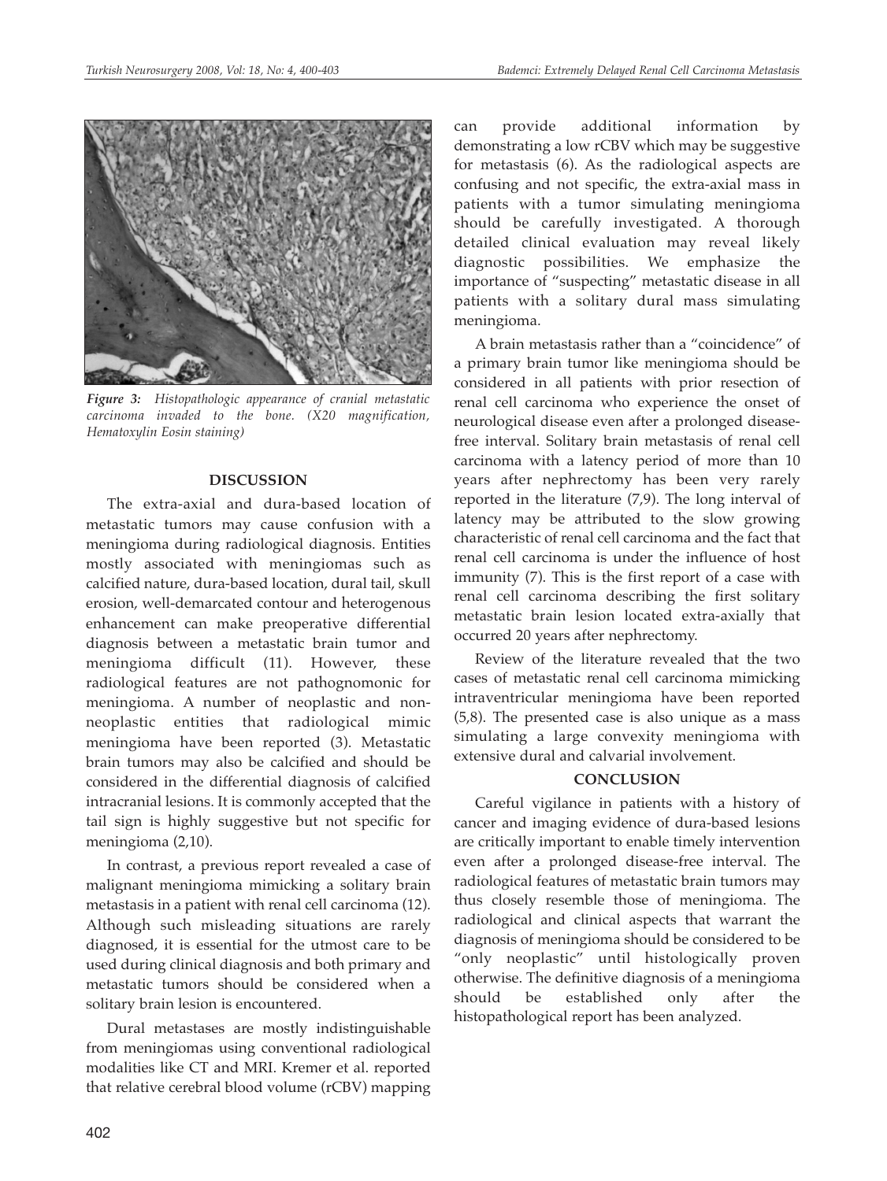*Figure 3: Histopathologic appearance of cranial metastatic carcinoma invaded to the bone. (X20 magnification, Hematoxylin Eosin staining)*

## DISCUSSION

The extra-axial and dura-based location of metastatic tumors may cause confusion with a meningioma during radiological diagnosis. Entities mostly associated with meningiomas such as calcified nature, dura-based location, dural tail, skull erosion, well-demarcated contour and heterogenous enhancement can make preoperative differential diagnosis between a metastatic brain tumor and meningioma difficult (11). However, these radiological features are not pathognomonic for meningioma. A number of neoplastic and non-neoplastic entities that radiological mimic meningioma have been reported (3). Metastatic brain tumors may also be calcified and should be considered in the differential diagnosis of calcified intracranial lesions. It is commonly accepted that the tail sign is highly suggestive but not specific for meningioma (2,10).

In contrast, a previous report revealed a case of malignant meningioma mimicking a solitary brain metastasis in a patient with renal cell carcinoma (12). Although such misleading situations are rarely diagnosed, it is essential for the utmost care to be used during clinical diagnosis and both primary and metastatic tumors should be considered when a solitary brain lesion is encountered.

Dural metastases are mostly indistinguishable from meningiomas using conventional radiological modalities like CT and MRI. Kremer et al. reported that relative cerebral blood volume (rCBV) mapping can provide additional information by demonstrating a low rCBV which may be suggestive for metastasis (6). As the radiological aspects are confusing and not specific, the extra-axial mass in patients with a tumor simulating meningioma should be carefully investigated. A thorough detailed clinical evaluation may reveal likely diagnostic possibilities. We emphasize the importance of "suspecting" metastatic disease in all patients with a solitary dural mass simulating meningioma.

A brain metastasis rather than a "coincidence" of a primary brain tumor like meningioma should be considered in all patients with prior resection of renal cell carcinoma who experience the onset of neurological disease even after a prolonged disease-free interval. Solitary brain metastasis of renal cell carcinoma with a latency period of more than 10 years after nephrectomy has been very rarely reported in the literature (7,9). The long interval of latency may be attributed to the slow growing characteristic of renal cell carcinoma and the fact that renal cell carcinoma is under the influence of host immunity (7). This is the first report of a case with renal cell carcinoma describing the first solitary metastatic brain lesion located extra-axially that occurred 20 years after nephrectomy.

Review of the literature revealed that the two cases of metastatic renal cell carcinoma mimicking intraventricular meningioma have been reported (5,8). The presented case is also unique as a mass simulating a large convexity meningioma with extensive dural and calvarial involvement.

## CONCLUSION

Careful vigilance in patients with a history of cancer and imaging evidence of dura-based lesions are critically important to enable timely intervention even after a prolonged disease-free interval. The radiological features of metastatic brain tumors may thus closely resemble those of meningioma. The radiological and clinical aspects that warrant the diagnosis of meningioma should be considered to be "only neoplastic" until histologically proven otherwise. The definitive diagnosis of a meningioma should be established only after the histopathological report has been analyzed.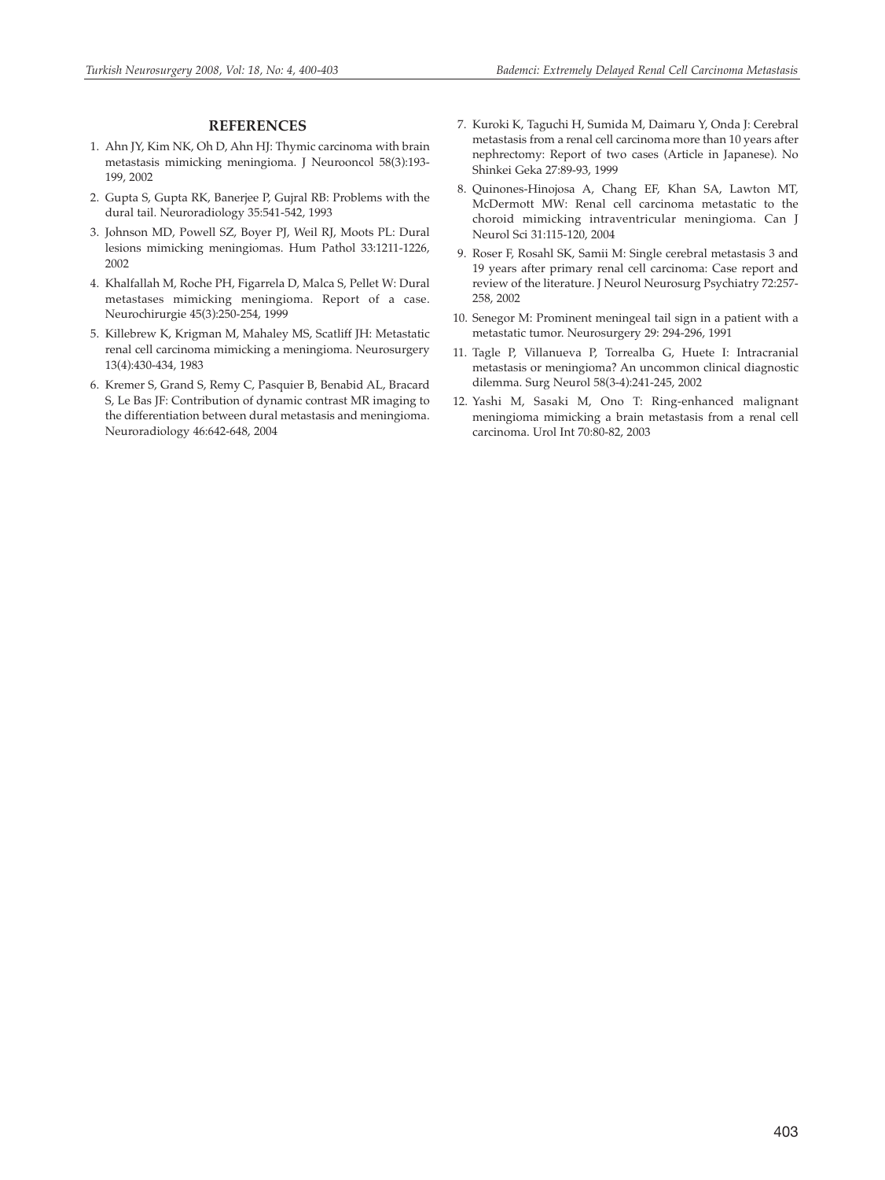## REFERENCES

1. Ahn JY, Kim NK, Oh D, Ahn HJ: Thymic carcinoma with brain metastasis mimicking meningioma. J Neurooncol 58(3):193-199, 2002
2. Gupta S, Gupta RK, Banerjee P, Gujral RB: Problems with the dural tail. Neuroradiology 35:541-542, 1993
3. Johnson MD, Powell SZ, Boyer PJ, Weil RJ, Moots PL: Dural lesions mimicking meningiomas. Hum Pathol 33:1211-1226, 2002
4. Khalfallah M, Roche PH, Figarrela D, Malca S, Pellet W: Dural metastases mimicking meningioma. Report of a case. Neurochirurgie 45(3):250-254, 1999
5. Killebrew K, Krigman M, Mahaley MS, Scatliff JH: Metastatic renal cell carcinoma mimicking a meningioma. Neurosurgery 13(4):430-434, 1983
6. Kremer S, Grand S, Remy C, Pasquier B, Benabid AL, Bracard S, Le Bas JF: Contribution of dynamic contrast MR imaging to the differentiation between dural metastasis and meningioma. Neuroradiology 46:642-648, 2004
7. Kuroki K, Taguchi H, Sumida M, Daimaru Y, Onda J: Cerebral metastasis from a renal cell carcinoma more than 10 years after nephrectomy: Report of two cases (Article in Japanese). No Shinkei Geka 27:89-93, 1999
8. Quinones-Hinojosa A, Chang EF, Khan SA, Lawton MT, McDermott MW: Renal cell carcinoma metastatic to the choroid mimicking intraventricular meningioma. Can J Neurol Sci 31:115-120, 2004
9. Roser F, Rosahl SK, Samii M: Single cerebral metastasis 3 and 19 years after primary renal cell carcinoma: Case report and review of the literature. J Neurol Neurosurg Psychiatry 72:257-258, 2002
10. Senegor M: Prominent meningeal tail sign in a patient with a metastatic tumor. Neurosurgery 29: 294-296, 1991
11. Tagle P, Villanueva P, Torrealba G, Huete I: Intracranial metastasis or meningioma? An uncommon clinical diagnostic dilemma. Surg Neurol 58(3-4):241-245, 2002
12. Yashi M, Sasaki M, Ono T: Ring-enhanced malignant meningioma mimicking a brain metastasis from a renal cell carcinoma. Urol Int 70:80-82, 2003